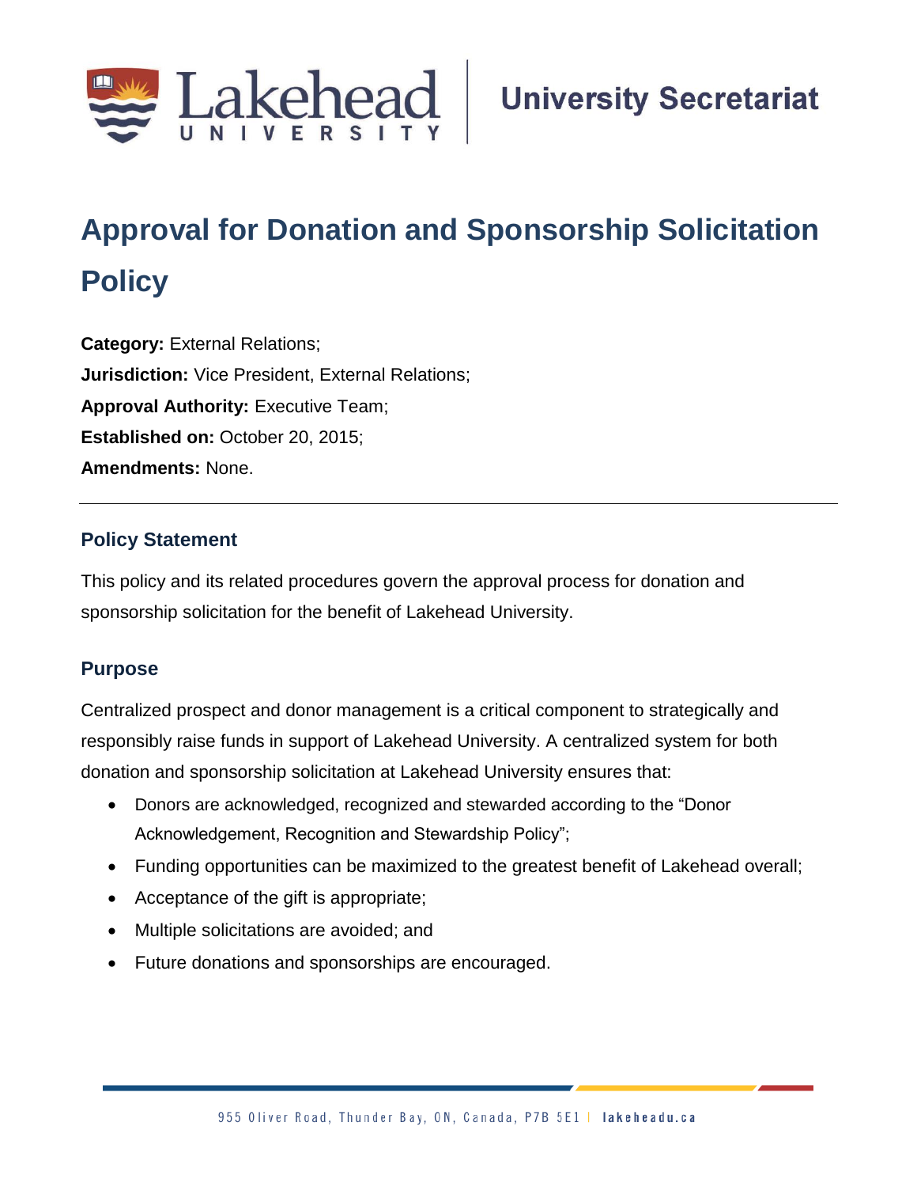# Approval for Donation and Sponsorship Solicitation Policy

**Category:** External Relations;
**Jurisdiction:** Vice President, External Relations;
**Approval Authority:** Executive Team;
**Established on:** October 20, 2015;
**Amendments:** None.

---

## Policy Statement

This policy and its related procedures govern the approval process for donation and sponsorship solicitation for the benefit of Lakehead University.

## Purpose

Centralized prospect and donor management is a critical component to strategically and responsibly raise funds in support of Lakehead University. A centralized system for both donation and sponsorship solicitation at Lakehead University ensures that:

- Donors are acknowledged, recognized and stewarded according to the "Donor Acknowledgement, Recognition and Stewardship Policy";
- Funding opportunities can be maximized to the greatest benefit of Lakehead overall;
- Acceptance of the gift is appropriate;
- Multiple solicitations are avoided; and
- Future donations and sponsorships are encouraged.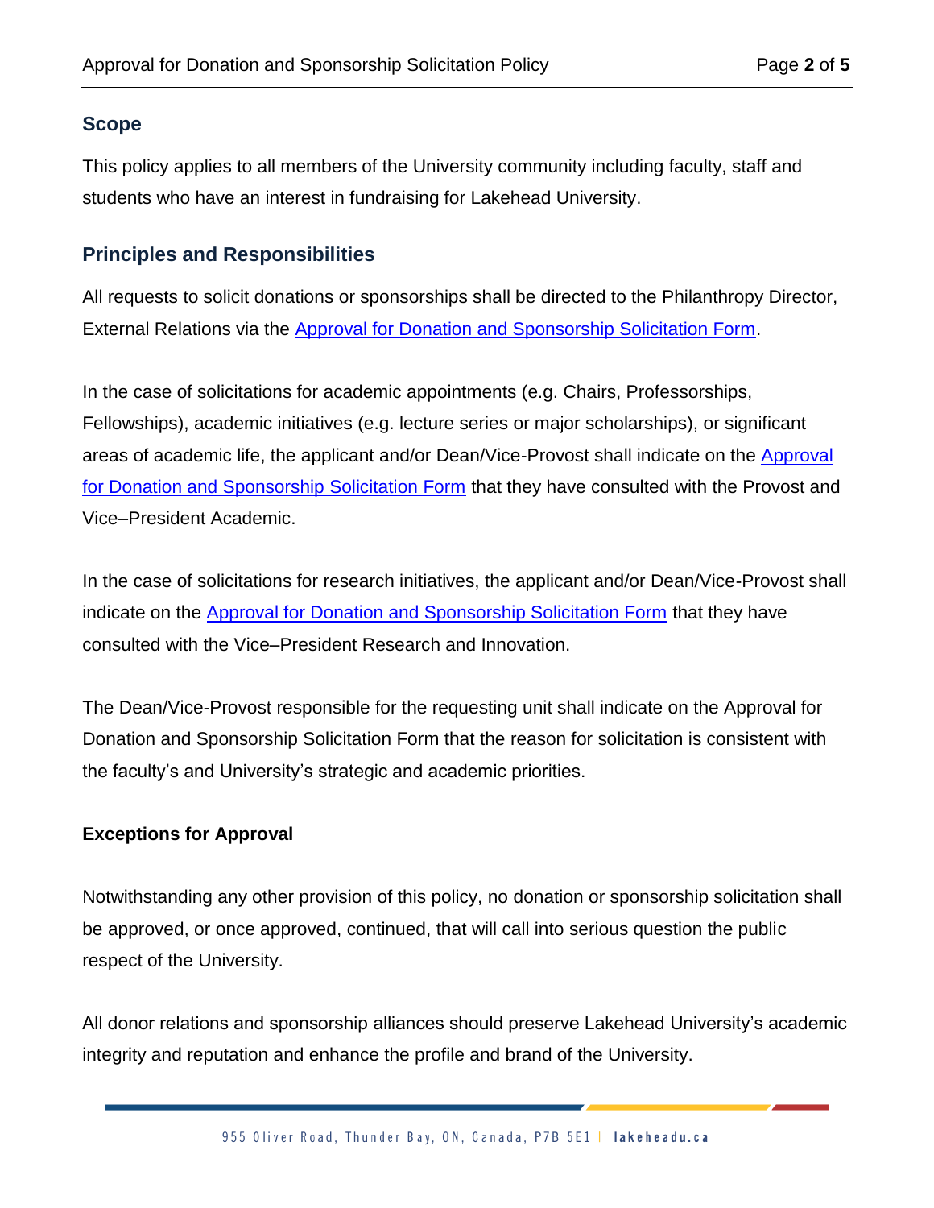## Scope

This policy applies to all members of the University community including faculty, staff and students who have an interest in fundraising for Lakehead University.

## Principles and Responsibilities

All requests to solicit donations or sponsorships shall be directed to the Philanthropy Director, External Relations via the Approval for Donation and Sponsorship Solicitation Form.

In the case of solicitations for academic appointments (e.g. Chairs, Professorships, Fellowships), academic initiatives (e.g. lecture series or major scholarships), or significant areas of academic life, the applicant and/or Dean/Vice-Provost shall indicate on the Approval for Donation and Sponsorship Solicitation Form that they have consulted with the Provost and Vice–President Academic.

In the case of solicitations for research initiatives, the applicant and/or Dean/Vice-Provost shall indicate on the Approval for Donation and Sponsorship Solicitation Form that they have consulted with the Vice–President Research and Innovation.

The Dean/Vice-Provost responsible for the requesting unit shall indicate on the Approval for Donation and Sponsorship Solicitation Form that the reason for solicitation is consistent with the faculty's and University's strategic and academic priorities.

**Exceptions for Approval**

Notwithstanding any other provision of this policy, no donation or sponsorship solicitation shall be approved, or once approved, continued, that will call into serious question the public respect of the University.

All donor relations and sponsorship alliances should preserve Lakehead University's academic integrity and reputation and enhance the profile and brand of the University.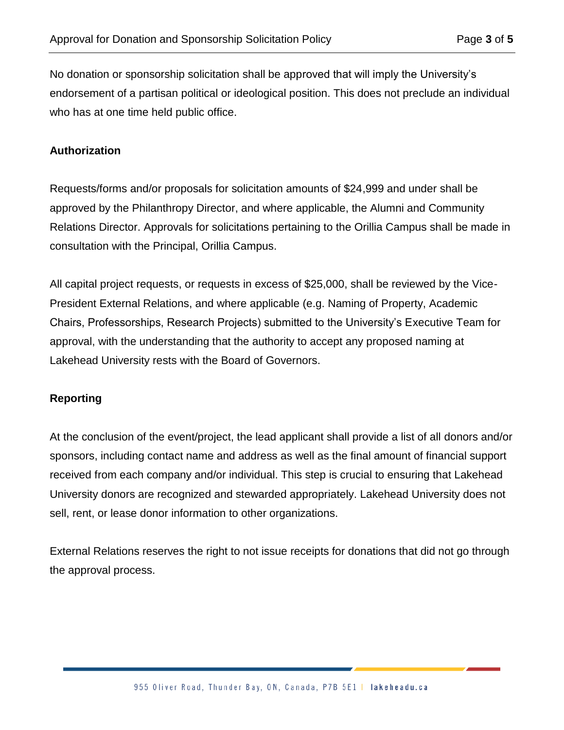No donation or sponsorship solicitation shall be approved that will imply the University's endorsement of a partisan political or ideological position. This does not preclude an individual who has at one time held public office.

## Authorization

Requests/forms and/or proposals for solicitation amounts of $24,999 and under shall be approved by the Philanthropy Director, and where applicable, the Alumni and Community Relations Director. Approvals for solicitations pertaining to the Orillia Campus shall be made in consultation with the Principal, Orillia Campus.

All capital project requests, or requests in excess of $25,000, shall be reviewed by the Vice-President External Relations, and where applicable (e.g. Naming of Property, Academic Chairs, Professorships, Research Projects) submitted to the University's Executive Team for approval, with the understanding that the authority to accept any proposed naming at Lakehead University rests with the Board of Governors.

## Reporting

At the conclusion of the event/project, the lead applicant shall provide a list of all donors and/or sponsors, including contact name and address as well as the final amount of financial support received from each company and/or individual. This step is crucial to ensuring that Lakehead University donors are recognized and stewarded appropriately. Lakehead University does not sell, rent, or lease donor information to other organizations.

External Relations reserves the right to not issue receipts for donations that did not go through the approval process.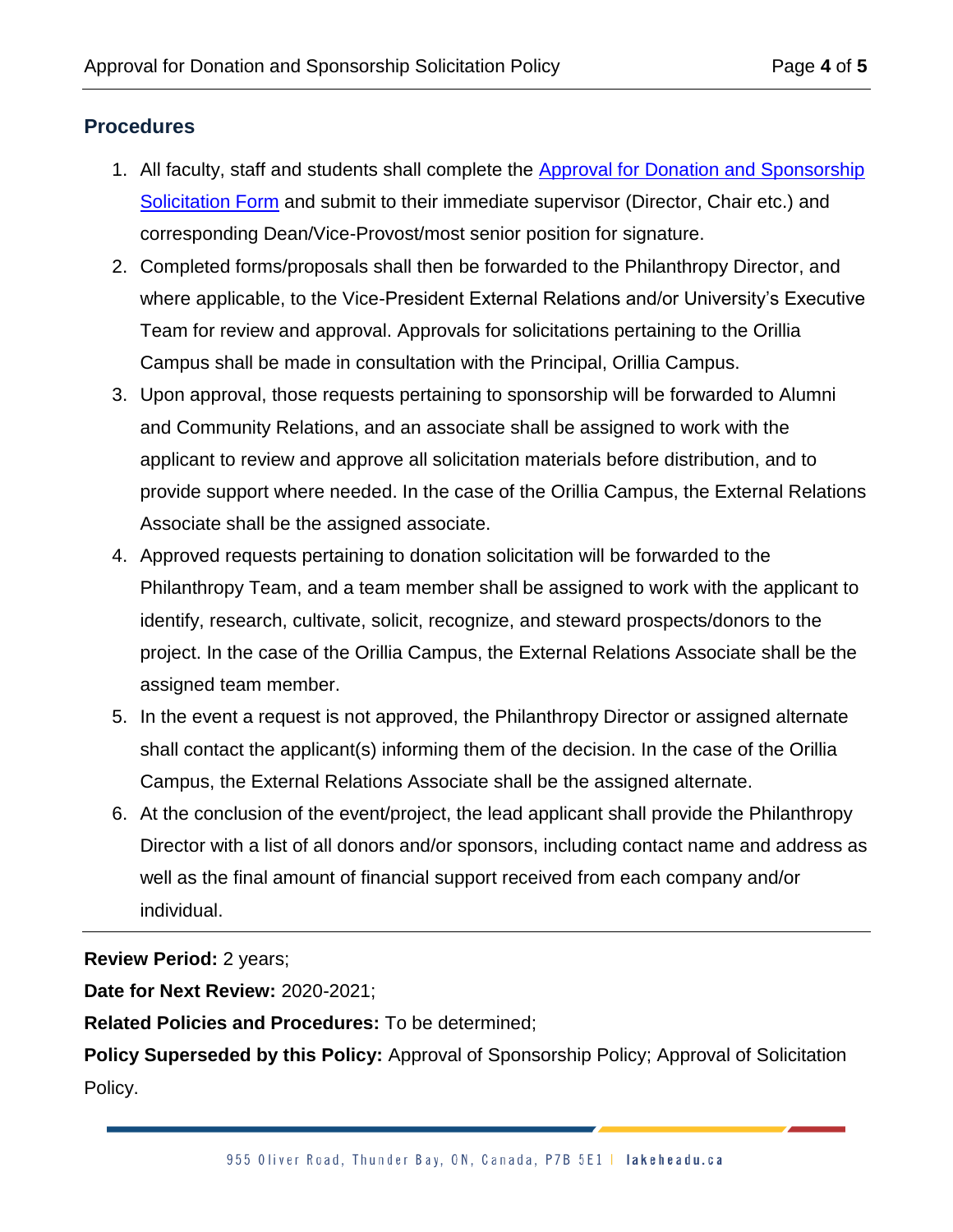## Procedures

1. All faculty, staff and students shall complete the [Approval for Donation and Sponsorship Solicitation Form]() and submit to their immediate supervisor (Director, Chair etc.) and corresponding Dean/Vice-Provost/most senior position for signature.
2. Completed forms/proposals shall then be forwarded to the Philanthropy Director, and where applicable, to the Vice-President External Relations and/or University's Executive Team for review and approval. Approvals for solicitations pertaining to the Orillia Campus shall be made in consultation with the Principal, Orillia Campus.
3. Upon approval, those requests pertaining to sponsorship will be forwarded to Alumni and Community Relations, and an associate shall be assigned to work with the applicant to review and approve all solicitation materials before distribution, and to provide support where needed. In the case of the Orillia Campus, the External Relations Associate shall be the assigned associate.
4. Approved requests pertaining to donation solicitation will be forwarded to the Philanthropy Team, and a team member shall be assigned to work with the applicant to identify, research, cultivate, solicit, recognize, and steward prospects/donors to the project. In the case of the Orillia Campus, the External Relations Associate shall be the assigned team member.
5. In the event a request is not approved, the Philanthropy Director or assigned alternate shall contact the applicant(s) informing them of the decision. In the case of the Orillia Campus, the External Relations Associate shall be the assigned alternate.
6. At the conclusion of the event/project, the lead applicant shall provide the Philanthropy Director with a list of all donors and/or sponsors, including contact name and address as well as the final amount of financial support received from each company and/or individual.

---

**Review Period:** 2 years;

**Date for Next Review:** 2020-2021;

**Related Policies and Procedures:** To be determined;

**Policy Superseded by this Policy:** Approval of Sponsorship Policy; Approval of Solicitation Policy.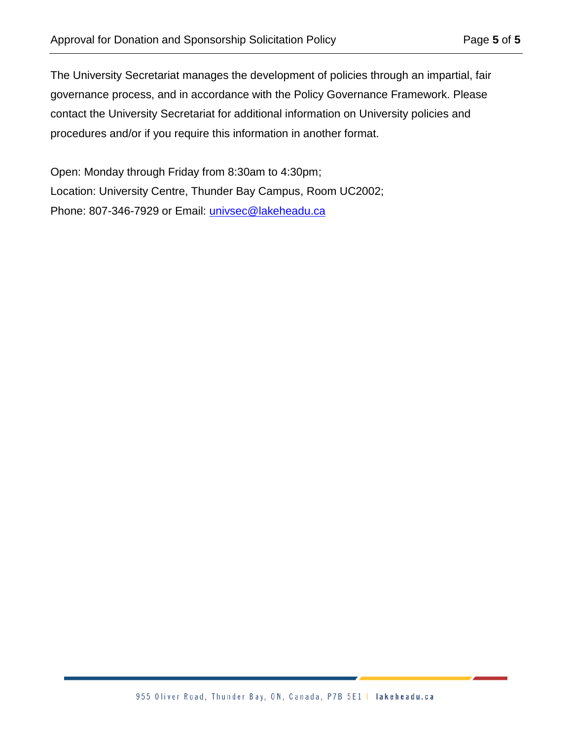The University Secretariat manages the development of policies through an impartial, fair governance process, and in accordance with the Policy Governance Framework. Please contact the University Secretariat for additional information on University policies and procedures and/or if you require this information in another format.

Open: Monday through Friday from 8:30am to 4:30pm;
Location: University Centre, Thunder Bay Campus, Room UC2002;
Phone: 807-346-7929 or Email: univsec@lakeheadu.ca